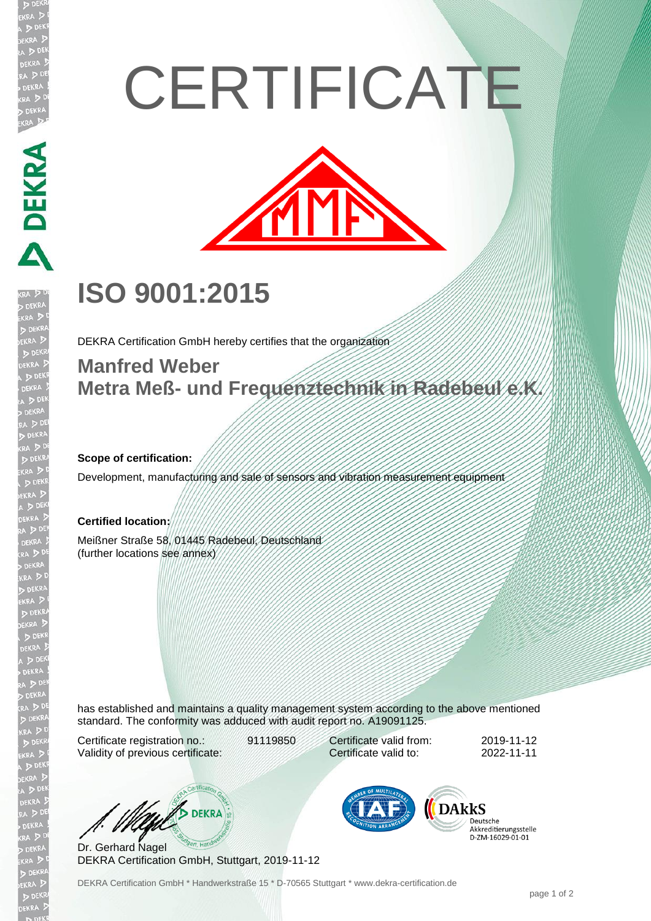# CERTIFICATE

## ISO 9001:2015

DEKRA Certification GmbH hereby certifies that the organization

**Manfred Weber**
**Metra Meß- und Frequenztechnik in Radebeul e.K.**

**Scope of certification:**

Development, manufacturing and sale of sensors and vibration measurement equipment

**Certified location:**

Meißner Straße 58, 01445 Radebeul, Deutschland
(further locations see annex)

has established and maintains a quality management system according to the above mentioned standard. The conformity was adduced with audit report no. A19091125.

| | | | |
|---|---|---|---|
| Certificate registration no.: | 91119850 | Certificate valid from: | 2019-11-12 |
| Validity of previous certificate: | | Certificate valid to: | 2022-11-11 |

Dr. Gerhard Nagel
DEKRA Certification GmbH, Stuttgart, 2019-11-12

DAkkS Deutsche Akkreditierungsstelle D-ZM-16029-01-01

DEKRA Certification GmbH * Handwerkstraße 15 * D-70565 Stuttgart * www.dekra-certification.de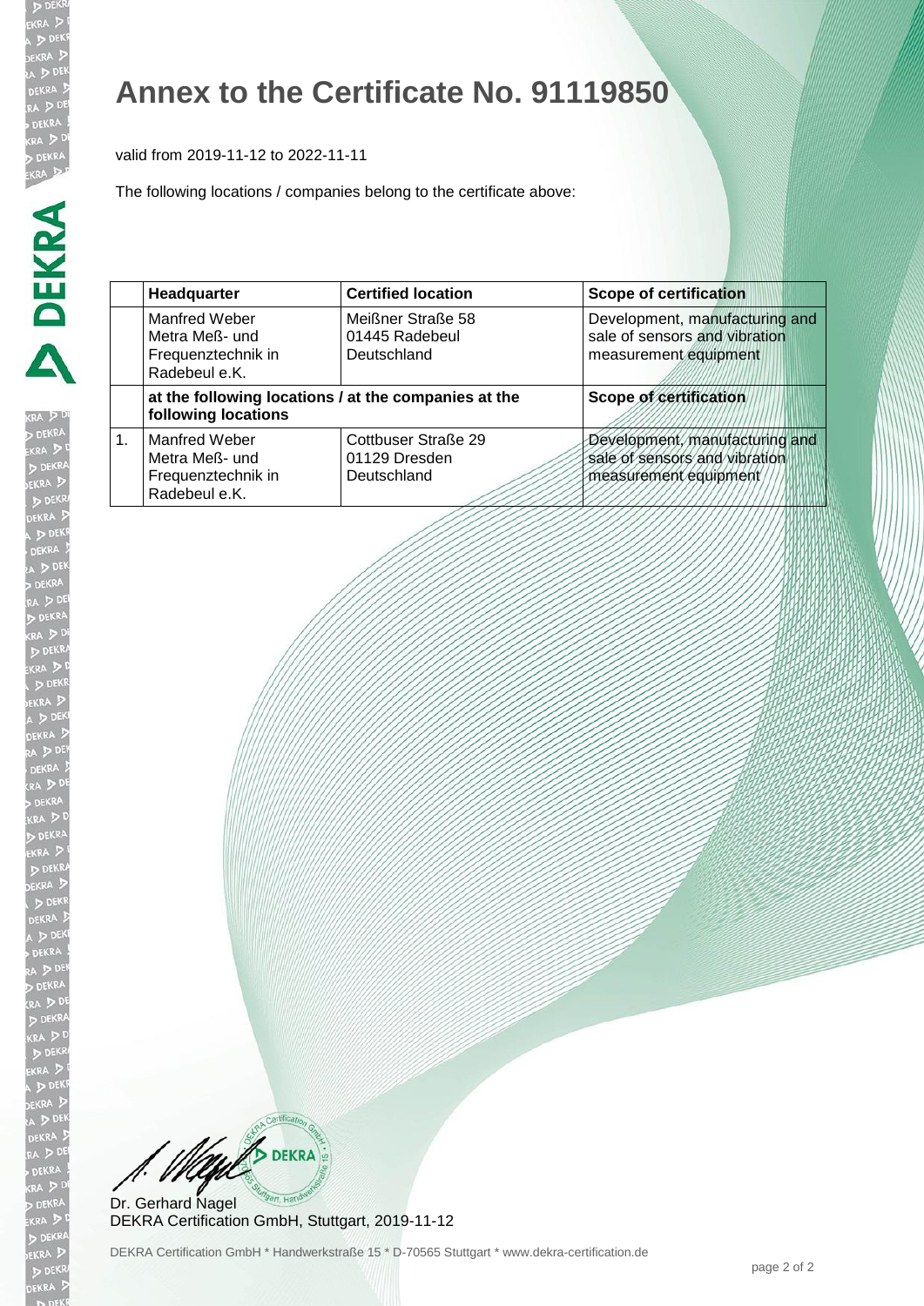# Annex to the Certificate No. 91119850

valid from 2019-11-12 to 2022-11-11

The following locations / companies belong to the certificate above:

| | Headquarter | Certified location | Scope of certification |
|---|---|---|---|
| | Manfred Weber Metra Meß- und Frequenztechnik in Radebeul e.K. | Meißner Straße 58 01445 Radebeul Deutschland | Development, manufacturing and sale of sensors and vibration measurement equipment |
| | **at the following locations / at the companies at the following locations** | | **Scope of certification** |
| 1. | Manfred Weber Metra Meß- und Frequenztechnik in Radebeul e.K. | Cottbuser Straße 29 01129 Dresden Deutschland | Development, manufacturing and sale of sensors and vibration measurement equipment |

Dr. Gerhard Nagel
DEKRA Certification GmbH, Stuttgart, 2019-11-12

DEKRA Certification GmbH * Handwerkstraße 15 * D-70565 Stuttgart * www.dekra-certification.de